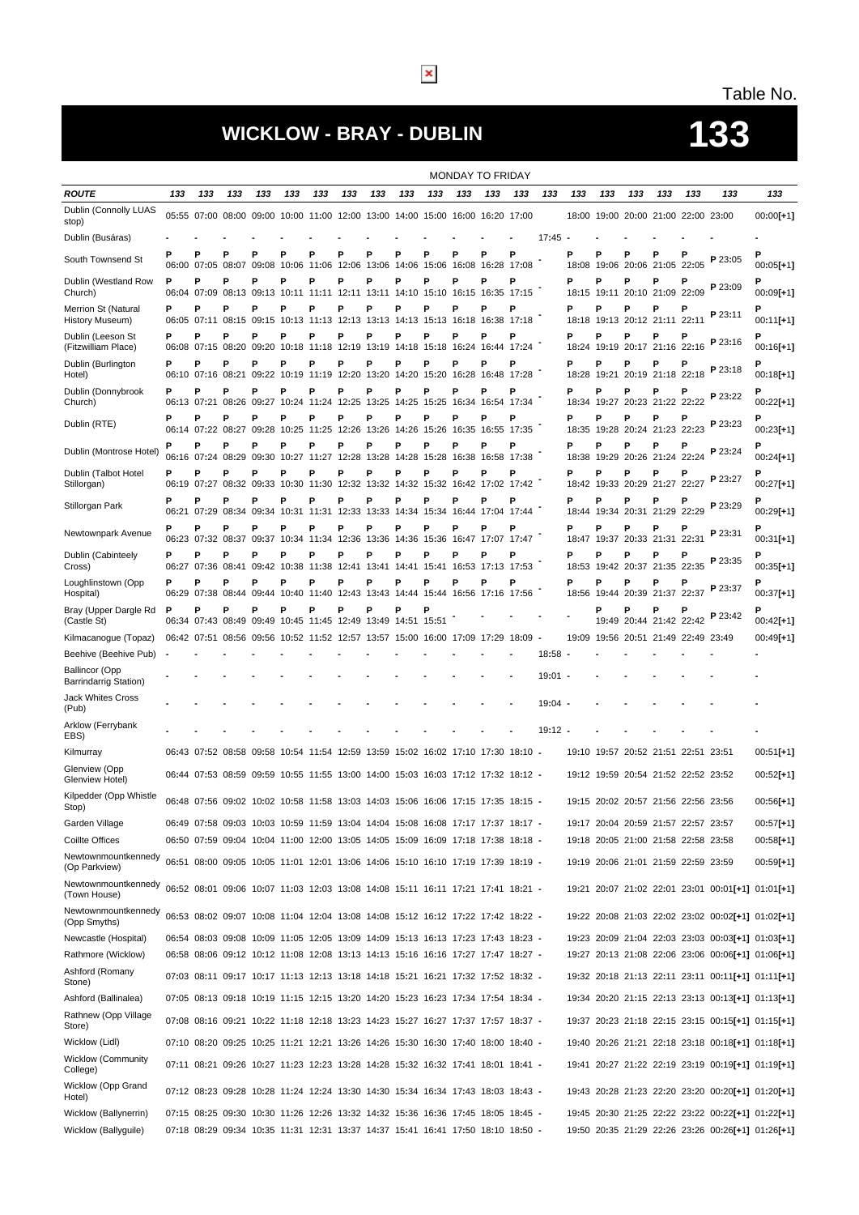Table No.

# WICKLOW - BRAY - DUBLIN

# 133

MONDAY TO FRIDAY

| ROUTE | 133 | 133 | 133 | 133 | 133 | 133 | 133 | 133 | 133 | 133 | 133 | 133 | 133 | 133 | 133 | 133 | 133 | 133 | 133 | 133 | 133 |
|---|---|---|---|---|---|---|---|---|---|---|---|---|---|---|---|---|---|---|---|---|---|
| Dublin (Connolly LUAS stop) | 05:55 | 07:00 | 08:00 | 09:00 | 10:00 | 11:00 | 12:00 | 13:00 | 14:00 | 15:00 | 16:00 | 16:20 | 17:00 | | 18:00 | 19:00 | 20:00 | 21:00 | 22:00 | 23:00 | 00:00[+1] |
| Dublin (Busáras) | - | - | - | - | - | - | - | - | - | - | - | - | - | 17:45 | - | - | - | - | - | - | - |
| South Townsend St | P 06:00 | P 07:05 | P 08:07 | P 09:08 | P 10:06 | P 11:06 | P 12:06 | P 13:06 | P 14:06 | P 15:06 | P 16:08 | P 16:28 | P 17:08 | - | P 18:08 | P 19:06 | P 20:06 | P 21:05 | P 22:05 | P 23:05 | P 00:05[+1] |
| Dublin (Westland Row Church) | P 06:04 | P 07:09 | P 08:13 | P 09:13 | P 10:11 | P 11:11 | P 12:11 | P 13:11 | P 14:10 | P 15:10 | P 16:15 | P 16:35 | P 17:15 | - | P 18:15 | P 19:11 | P 20:10 | P 21:09 | P 22:09 | P 23:09 | P 00:09[+1] |
| Merrion St (Natural History Museum) | P 06:05 | P 07:11 | P 08:15 | P 09:15 | P 10:13 | P 11:13 | P 12:13 | P 13:13 | P 14:13 | P 15:13 | P 16:18 | P 16:38 | P 17:18 | - | P 18:18 | P 19:13 | P 20:12 | P 21:11 | P 22:11 | P 23:11 | P 00:11[+1] |
| Dublin (Leeson St (Fitzwilliam Place) | P 06:08 | P 07:15 | P 08:20 | P 09:20 | P 10:18 | P 11:18 | P 12:19 | P 13:19 | P 14:18 | P 15:18 | P 16:24 | P 16:44 | P 17:24 | - | P 18:24 | P 19:19 | P 20:17 | P 21:16 | P 22:16 | P 23:16 | P 00:16[+1] |
| Dublin (Burlington Hotel) | P 06:10 | P 07:16 | P 08:21 | P 09:22 | P 10:19 | P 11:19 | P 12:20 | P 13:20 | P 14:20 | P 15:20 | P 16:28 | P 16:48 | P 17:28 | - | P 18:28 | P 19:21 | P 20:19 | P 21:18 | P 22:18 | P 23:18 | P 00:18[+1] |
| Dublin (Donnybrook Church) | P 06:13 | P 07:21 | P 08:26 | P 09:27 | P 10:24 | P 11:24 | P 12:25 | P 13:25 | P 14:25 | P 15:25 | P 16:34 | P 16:54 | P 17:34 | - | P 18:34 | P 19:27 | P 20:23 | P 21:22 | P 22:22 | P 23:22 | P 00:22[+1] |
| Dublin (RTE) | P 06:14 | P 07:22 | P 08:27 | P 09:28 | P 10:25 | P 11:25 | P 12:26 | P 13:26 | P 14:26 | P 15:26 | P 16:35 | P 16:55 | P 17:35 | - | P 18:35 | P 19:28 | P 20:24 | P 21:23 | P 22:23 | P 23:23 | P 00:23[+1] |
| Dublin (Montrose Hotel) | P 06:16 | P 07:24 | P 08:29 | P 09:30 | P 10:27 | P 11:27 | P 12:28 | P 13:28 | P 14:28 | P 15:28 | P 16:38 | P 16:58 | P 17:38 | - | P 18:38 | P 19:29 | P 20:26 | P 21:24 | P 22:24 | P 23:24 | P 00:24[+1] |
| Dublin (Talbot Hotel Stillorgan) | P 06:19 | P 07:27 | P 08:32 | P 09:33 | P 10:30 | P 11:30 | P 12:32 | P 13:32 | P 14:32 | P 15:32 | P 16:42 | P 17:02 | P 17:42 | - | P 18:42 | P 19:33 | P 20:29 | P 21:27 | P 22:27 | P 23:27 | P 00:27[+1] |
| Stillorgan Park | P 06:21 | P 07:29 | P 08:34 | P 09:34 | P 10:31 | P 11:31 | P 12:33 | P 13:33 | P 14:34 | P 15:34 | P 16:44 | P 17:04 | P 17:44 | - | P 18:44 | P 19:34 | P 20:31 | P 21:29 | P 22:29 | P 23:29 | P 00:29[+1] |
| Newtownpark Avenue | P 06:23 | P 07:32 | P 08:37 | P 09:37 | P 10:34 | P 11:34 | P 12:36 | P 13:36 | P 14:36 | P 15:36 | P 16:47 | P 17:07 | P 17:47 | - | P 18:47 | P 19:37 | P 20:33 | P 21:31 | P 22:31 | P 23:31 | P 00:31[+1] |
| Dublin (Cabinteely Cross) | P 06:27 | P 07:36 | P 08:41 | P 09:42 | P 10:38 | P 11:38 | P 12:41 | P 13:41 | P 14:41 | P 15:41 | P 16:53 | P 17:13 | P 17:53 | - | P 18:53 | P 19:42 | P 20:37 | P 21:35 | P 22:35 | P 23:35 | P 00:35[+1] |
| Loughlinstown (Opp Hospital) | P 06:29 | P 07:38 | P 08:44 | P 09:44 | P 10:40 | P 11:40 | P 12:43 | P 13:43 | P 14:44 | P 15:44 | P 16:56 | P 17:16 | P 17:56 | - | P 18:56 | P 19:44 | P 20:39 | P 21:37 | P 22:37 | P 23:37 | P 00:37[+1] |
| Bray (Upper Dargle Rd (Castle St) | P 06:34 | P 07:43 | P 08:49 | P 09:49 | P 10:45 | P 11:45 | P 12:49 | P 13:49 | P 14:51 | P 15:51 | - | - | - | - | - | P 19:49 | P 20:44 | P 21:42 | P 22:42 | P 23:42 | P 00:42[+1] |
| Kilmacanogue (Topaz) | 06:42 | 07:51 | 08:56 | 09:56 | 10:52 | 11:52 | 12:57 | 13:57 | 15:00 | 16:00 | 17:09 | 17:29 | 18:09 | - | 19:09 | 19:56 | 20:51 | 21:49 | 22:49 | 23:49 | 00:49[+1] |
| Beehive (Beehive Pub) | - | - | - | - | - | - | - | - | - | - | - | - | - | 18:58 | - | - | - | - | - | - | - |
| Ballincor (Opp Barrindarrig Station) | - | - | - | - | - | - | - | - | - | - | - | - | - | 19:01 | - | - | - | - | - | - | - |
| Jack Whites Cross (Pub) | - | - | - | - | - | - | - | - | - | - | - | - | - | 19:04 | - | - | - | - | - | - | - |
| Arklow (Ferrybank EBS) | - | - | - | - | - | - | - | - | - | - | - | - | - | 19:12 | - | - | - | - | - | - | - |
| Kilmurray | 06:43 | 07:52 | 08:58 | 09:58 | 10:54 | 11:54 | 12:59 | 13:59 | 15:02 | 16:02 | 17:10 | 17:30 | 18:10 | - | 19:10 | 19:57 | 20:52 | 21:51 | 22:51 | 23:51 | 00:51[+1] |
| Glenview (Opp Glenview Hotel) | 06:44 | 07:53 | 08:59 | 09:59 | 10:55 | 11:55 | 13:00 | 14:00 | 15:03 | 16:03 | 17:12 | 17:32 | 18:12 | - | 19:12 | 19:59 | 20:54 | 21:52 | 22:52 | 23:52 | 00:52[+1] |
| Kilpedder (Opp Whistle Stop) | 06:48 | 07:56 | 09:02 | 10:02 | 10:58 | 11:58 | 13:03 | 14:03 | 15:06 | 16:06 | 17:15 | 17:35 | 18:15 | - | 19:15 | 20:02 | 20:57 | 21:56 | 22:56 | 23:56 | 00:56[+1] |
| Garden Village | 06:49 | 07:58 | 09:03 | 10:03 | 10:59 | 11:59 | 13:04 | 14:04 | 15:08 | 16:08 | 17:17 | 17:37 | 18:17 | - | 19:17 | 20:04 | 20:59 | 21:57 | 22:57 | 23:57 | 00:57[+1] |
| Coillte Offices | 06:50 | 07:59 | 09:04 | 10:04 | 11:00 | 12:00 | 13:05 | 14:05 | 15:09 | 16:09 | 17:18 | 17:38 | 18:18 | - | 19:18 | 20:05 | 21:00 | 21:58 | 22:58 | 23:58 | 00:58[+1] |
| Newtownmountkennedy (Op Parkview) | 06:51 | 08:00 | 09:05 | 10:05 | 11:01 | 12:01 | 13:06 | 14:06 | 15:10 | 16:10 | 17:19 | 17:39 | 18:19 | - | 19:19 | 20:06 | 21:01 | 21:59 | 22:59 | 23:59 | 00:59[+1] |
| Newtownmountkennedy (Town House) | 06:52 | 08:01 | 09:06 | 10:07 | 11:03 | 12:03 | 13:08 | 14:08 | 15:11 | 16:11 | 17:21 | 17:41 | 18:21 | - | 19:21 | 20:07 | 21:02 | 22:01 | 23:01 | 00:01[+1] | 01:01[+1] |
| Newtownmountkennedy (Opp Smyths) | 06:53 | 08:02 | 09:07 | 10:08 | 11:04 | 12:04 | 13:08 | 14:08 | 15:12 | 16:12 | 17:22 | 17:42 | 18:22 | - | 19:22 | 20:08 | 21:03 | 22:02 | 23:02 | 00:02[+1] | 01:02[+1] |
| Newcastle (Hospital) | 06:54 | 08:03 | 09:08 | 10:09 | 11:05 | 12:05 | 13:09 | 14:09 | 15:13 | 16:13 | 17:23 | 17:43 | 18:23 | - | 19:23 | 20:09 | 21:04 | 22:03 | 23:03 | 00:03[+1] | 01:03[+1] |
| Rathmore (Wicklow) | 06:58 | 08:06 | 09:12 | 10:12 | 11:08 | 12:08 | 13:13 | 14:13 | 15:16 | 16:16 | 17:27 | 17:47 | 18:27 | - | 19:27 | 20:13 | 21:08 | 22:06 | 23:06 | 00:06[+1] | 01:06[+1] |
| Ashford (Romany Stone) | 07:03 | 08:11 | 09:17 | 10:17 | 11:13 | 12:13 | 13:18 | 14:18 | 15:21 | 16:21 | 17:32 | 17:52 | 18:32 | - | 19:32 | 20:18 | 21:13 | 22:11 | 23:11 | 00:11[+1] | 01:11[+1] |
| Ashford (Ballinalea) | 07:05 | 08:13 | 09:18 | 10:19 | 11:15 | 12:15 | 13:20 | 14:20 | 15:23 | 16:23 | 17:34 | 17:54 | 18:34 | - | 19:34 | 20:20 | 21:15 | 22:13 | 23:13 | 00:13[+1] | 01:13[+1] |
| Rathnew (Opp Village Store) | 07:08 | 08:16 | 09:21 | 10:22 | 11:18 | 12:18 | 13:23 | 14:23 | 15:27 | 16:27 | 17:37 | 17:57 | 18:37 | - | 19:37 | 20:23 | 21:18 | 22:15 | 23:15 | 00:15[+1] | 01:15[+1] |
| Wicklow (Lidl) | 07:10 | 08:20 | 09:25 | 10:25 | 11:21 | 12:21 | 13:26 | 14:26 | 15:30 | 16:30 | 17:40 | 18:00 | 18:40 | - | 19:40 | 20:26 | 21:21 | 22:18 | 23:18 | 00:18[+1] | 01:18[+1] |
| Wicklow (Community College) | 07:11 | 08:21 | 09:26 | 10:27 | 11:23 | 12:23 | 13:28 | 14:28 | 15:32 | 16:32 | 17:41 | 18:01 | 18:41 | - | 19:41 | 20:27 | 21:22 | 22:19 | 23:19 | 00:19[+1] | 01:19[+1] |
| Wicklow (Opp Grand Hotel) | 07:12 | 08:23 | 09:28 | 10:28 | 11:24 | 12:24 | 13:30 | 14:30 | 15:34 | 16:34 | 17:43 | 18:03 | 18:43 | - | 19:43 | 20:28 | 21:23 | 22:20 | 23:20 | 00:20[+1] | 01:20[+1] |
| Wicklow (Ballynerrin) | 07:15 | 08:25 | 09:30 | 10:30 | 11:26 | 12:26 | 13:32 | 14:32 | 15:36 | 16:36 | 17:45 | 18:05 | 18:45 | - | 19:45 | 20:30 | 21:25 | 22:22 | 23:22 | 00:22[+1] | 01:22[+1] |
| Wicklow (Ballyguile) | 07:18 | 08:29 | 09:34 | 10:35 | 11:31 | 12:31 | 13:37 | 14:37 | 15:41 | 16:41 | 17:50 | 18:10 | 18:50 | - | 19:50 | 20:35 | 21:29 | 22:26 | 23:26 | 00:26[+1] | 01:26[+1] |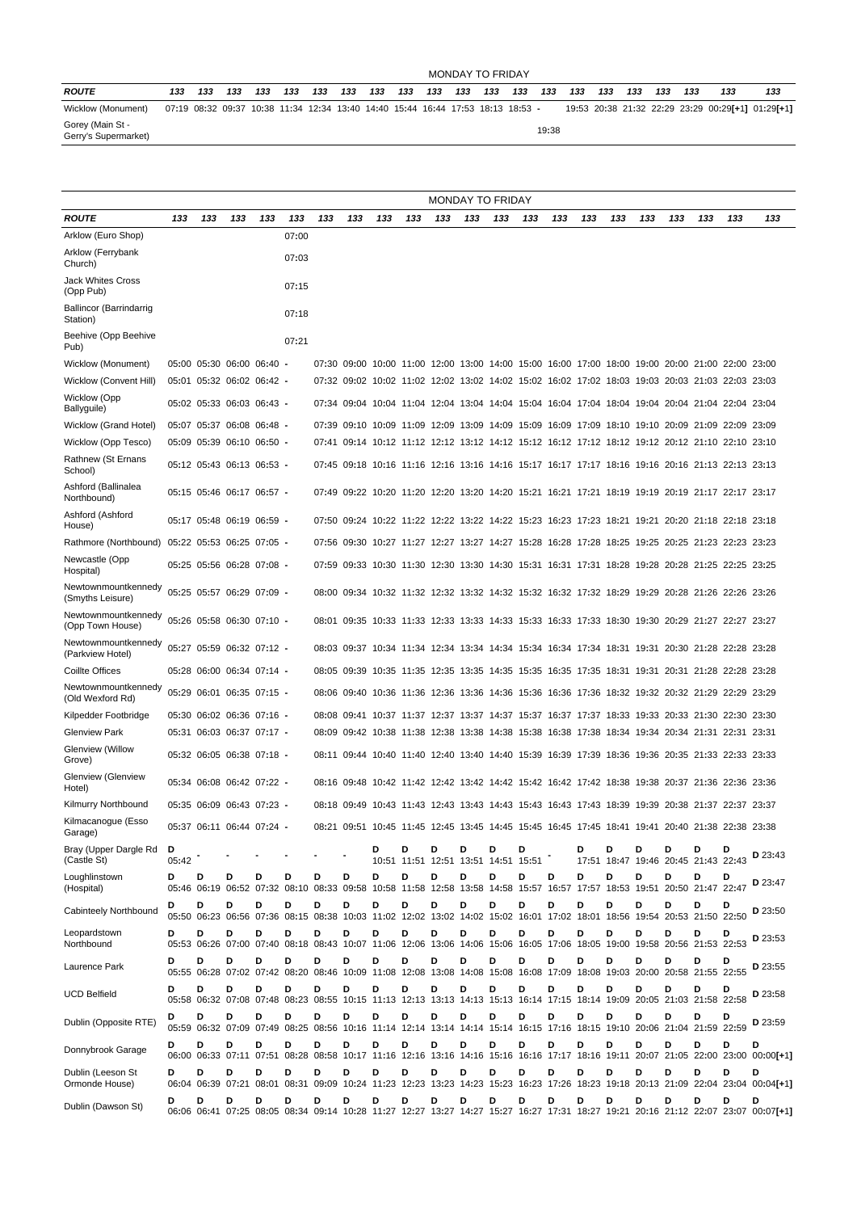MONDAY TO FRIDAY

| ROUTE | 133 | 133 | 133 | 133 | 133 | 133 | 133 | 133 | 133 | 133 | 133 | 133 | 133 | 133 | 133 | 133 | 133 | 133 | 133 | 133 | 133 |
|---|---|---|---|---|---|---|---|---|---|---|---|---|---|---|---|---|---|---|---|---|---|
| Wicklow (Monument) | 07:19 | 08:32 | 09:37 | 10:38 | 11:34 | 12:34 | 13:40 | 14:40 | 15:44 | 16:44 | 17:53 | 18:13 | 18:53 | - | 19:53 | 20:38 | 21:32 | 22:29 | 23:29 | 00:29[+1] | 01:29[+1] |
| Gorey (Main St - Gerry's Supermarket) | | | | | | | | | | | | | | 19:38 | | | | | | | |

MONDAY TO FRIDAY

| ROUTE | 133 | 133 | 133 | 133 | 133 | 133 | 133 | 133 | 133 | 133 | 133 | 133 | 133 | 133 | 133 | 133 | 133 | 133 | 133 | 133 | 133 |
|---|---|---|---|---|---|---|---|---|---|---|---|---|---|---|---|---|---|---|---|---|---|
| Arklow (Euro Shop) | | | | | 07:00 | | | | | | | | | | | | | | | | |
| Arklow (Ferrybank Church) | | | | | 07:03 | | | | | | | | | | | | | | | | |
| Jack Whites Cross (Opp Pub) | | | | | 07:15 | | | | | | | | | | | | | | | | |
| Ballincor (Barrindarrig Station) | | | | | 07:18 | | | | | | | | | | | | | | | | |
| Beehive (Opp Beehive Pub) | | | | | 07:21 | | | | | | | | | | | | | | | | |
| Wicklow (Monument) | 05:00 | 05:30 | 06:00 | 06:40 | - | 07:30 | 09:00 | 10:00 | 11:00 | 12:00 | 13:00 | 14:00 | 15:00 | 16:00 | 17:00 | 18:00 | 19:00 | 20:00 | 21:00 | 22:00 | 23:00 |
| Wicklow (Convent Hill) | 05:01 | 05:32 | 06:02 | 06:42 | - | 07:32 | 09:02 | 10:02 | 11:02 | 12:02 | 13:02 | 14:02 | 15:02 | 16:02 | 17:02 | 18:03 | 19:03 | 20:03 | 21:03 | 22:03 | 23:03 |
| Wicklow (Opp Ballyguile) | 05:02 | 05:33 | 06:03 | 06:43 | - | 07:34 | 09:04 | 10:04 | 11:04 | 12:04 | 13:04 | 14:04 | 15:04 | 16:04 | 17:04 | 18:04 | 19:04 | 20:04 | 21:04 | 22:04 | 23:04 |
| Wicklow (Grand Hotel) | 05:07 | 05:37 | 06:08 | 06:48 | - | 07:39 | 09:10 | 10:09 | 11:09 | 12:09 | 13:09 | 14:09 | 15:09 | 16:09 | 17:09 | 18:10 | 19:10 | 20:09 | 21:09 | 22:09 | 23:09 |
| Wicklow (Opp Tesco) | 05:09 | 05:39 | 06:10 | 06:50 | - | 07:41 | 09:14 | 10:12 | 11:12 | 12:12 | 13:12 | 14:12 | 15:12 | 16:12 | 17:12 | 18:12 | 19:12 | 20:12 | 21:10 | 22:10 | 23:10 |
| Rathnew (St Ernans School) | 05:12 | 05:43 | 06:13 | 06:53 | - | 07:45 | 09:18 | 10:16 | 11:16 | 12:16 | 13:16 | 14:16 | 15:17 | 16:17 | 17:17 | 18:16 | 19:16 | 20:16 | 21:13 | 22:13 | 23:13 |
| Ashford (Ballinalea Northbound) | 05:15 | 05:46 | 06:17 | 06:57 | - | 07:49 | 09:22 | 10:20 | 11:20 | 12:20 | 13:20 | 14:20 | 15:21 | 16:21 | 17:21 | 18:19 | 19:19 | 20:19 | 21:17 | 22:17 | 23:17 |
| Ashford (Ashford House) | 05:17 | 05:48 | 06:19 | 06:59 | - | 07:50 | 09:24 | 10:22 | 11:22 | 12:22 | 13:22 | 14:22 | 15:23 | 16:23 | 17:23 | 18:21 | 19:21 | 20:20 | 21:18 | 22:18 | 23:18 |
| Rathmore (Northbound) | 05:22 | 05:53 | 06:25 | 07:05 | - | 07:56 | 09:30 | 10:27 | 11:27 | 12:27 | 13:27 | 14:27 | 15:28 | 16:28 | 17:28 | 18:25 | 19:25 | 20:25 | 21:23 | 22:23 | 23:23 |
| Newcastle (Opp Hospital) | 05:25 | 05:56 | 06:28 | 07:08 | - | 07:59 | 09:33 | 10:30 | 11:30 | 12:30 | 13:30 | 14:30 | 15:31 | 16:31 | 17:31 | 18:28 | 19:28 | 20:28 | 21:25 | 22:25 | 23:25 |
| Newtownmountkennedy (Smyths Leisure) | 05:25 | 05:57 | 06:29 | 07:09 | - | 08:00 | 09:34 | 10:32 | 11:32 | 12:32 | 13:32 | 14:32 | 15:32 | 16:32 | 17:32 | 18:29 | 19:29 | 20:28 | 21:26 | 22:26 | 23:26 |
| Newtownmountkennedy (Opp Town House) | 05:26 | 05:58 | 06:30 | 07:10 | - | 08:01 | 09:35 | 10:33 | 11:33 | 12:33 | 13:33 | 14:33 | 15:33 | 16:33 | 17:33 | 18:30 | 19:30 | 20:29 | 21:27 | 22:27 | 23:27 |
| Newtownmountkennedy (Parkview Hotel) | 05:27 | 05:59 | 06:32 | 07:12 | - | 08:03 | 09:37 | 10:34 | 11:34 | 12:34 | 13:34 | 14:34 | 15:34 | 16:34 | 17:34 | 18:31 | 19:31 | 20:30 | 21:28 | 22:28 | 23:28 |
| Coillte Offices | 05:28 | 06:00 | 06:34 | 07:14 | - | 08:05 | 09:39 | 10:35 | 11:35 | 12:35 | 13:35 | 14:35 | 15:35 | 16:35 | 17:35 | 18:31 | 19:31 | 20:31 | 21:28 | 22:28 | 23:28 |
| Newtownmountkennedy (Old Wexford Rd) | 05:29 | 06:01 | 06:35 | 07:15 | - | 08:06 | 09:40 | 10:36 | 11:36 | 12:36 | 13:36 | 14:36 | 15:36 | 16:36 | 17:36 | 18:32 | 19:32 | 20:32 | 21:29 | 22:29 | 23:29 |
| Kilpedder Footbridge | 05:30 | 06:02 | 06:36 | 07:16 | - | 08:08 | 09:41 | 10:37 | 11:37 | 12:37 | 13:37 | 14:37 | 15:37 | 16:37 | 17:37 | 18:33 | 19:33 | 20:33 | 21:30 | 22:30 | 23:30 |
| Glenview Park | 05:31 | 06:03 | 06:37 | 07:17 | - | 08:09 | 09:42 | 10:38 | 11:38 | 12:38 | 13:38 | 14:38 | 15:38 | 16:38 | 17:38 | 18:34 | 19:34 | 20:34 | 21:31 | 22:31 | 23:31 |
| Glenview (Willow Grove) | 05:32 | 06:05 | 06:38 | 07:18 | - | 08:11 | 09:44 | 10:40 | 11:40 | 12:40 | 13:40 | 14:40 | 15:39 | 16:39 | 17:39 | 18:36 | 19:36 | 20:35 | 21:33 | 22:33 | 23:33 |
| Glenview (Glenview Hotel) | 05:34 | 06:08 | 06:42 | 07:22 | - | 08:16 | 09:48 | 10:42 | 11:42 | 12:42 | 13:42 | 14:42 | 15:42 | 16:42 | 17:42 | 18:38 | 19:38 | 20:37 | 21:36 | 22:36 | 23:36 |
| Kilmurry Northbound | 05:35 | 06:09 | 06:43 | 07:23 | - | 08:18 | 09:49 | 10:43 | 11:43 | 12:43 | 13:43 | 14:43 | 15:43 | 16:43 | 17:43 | 18:39 | 19:39 | 20:38 | 21:37 | 22:37 | 23:37 |
| Kilmacanogue (Esso Garage) | 05:37 | 06:11 | 06:44 | 07:24 | - | 08:21 | 09:51 | 10:45 | 11:45 | 12:45 | 13:45 | 14:45 | 15:45 | 16:45 | 17:45 | 18:41 | 19:41 | 20:40 | 21:38 | 22:38 | 23:38 |
| Bray (Upper Dargle Rd (Castle St) | D 05:42 | - | - | - | - | - | - | D 10:51 | D 11:51 | D 12:51 | D 13:51 | D 14:51 | D 15:51 | - | D 17:51 | D 18:47 | D 19:46 | D 20:45 | D 21:43 | D 22:43 | D 23:43 |
| Loughlinstown (Hospital) | D 05:46 | D 06:19 | D 06:52 | D 07:32 | D 08:10 | D 08:33 | D 09:58 | D 10:58 | D 11:58 | D 12:58 | D 13:58 | D 14:58 | D 15:57 | D 16:57 | D 17:57 | D 18:53 | D 19:51 | D 20:50 | D 21:47 | D 22:47 | D 23:47 |
| Cabinteely Northbound | D 05:50 | D 06:23 | D 06:56 | D 07:36 | D 08:15 | D 08:38 | D 10:03 | D 11:02 | D 12:02 | D 13:02 | D 14:02 | D 15:02 | D 16:01 | D 17:02 | D 18:01 | D 18:56 | D 19:54 | D 20:53 | D 21:50 | D 22:50 | D 23:50 |
| Leopardstown Northbound | D 05:53 | D 06:26 | D 07:00 | D 07:40 | D 08:18 | D 08:43 | D 10:07 | D 11:06 | D 12:06 | D 13:06 | D 14:06 | D 15:06 | D 16:05 | D 17:06 | D 18:05 | D 19:00 | D 19:58 | D 20:56 | D 21:53 | D 22:53 | D 23:53 |
| Laurence Park | D 05:55 | D 06:28 | D 07:02 | D 07:42 | D 08:20 | D 08:46 | D 10:09 | D 11:08 | D 12:08 | D 13:08 | D 14:08 | D 15:08 | D 16:08 | D 17:09 | D 18:08 | D 19:03 | D 20:00 | D 20:58 | D 21:55 | D 22:55 | D 23:55 |
| UCD Belfield | D 05:58 | D 06:32 | D 07:08 | D 07:48 | D 08:23 | D 08:55 | D 10:15 | D 11:13 | D 12:13 | D 13:13 | D 14:13 | D 15:13 | D 16:14 | D 17:15 | D 18:14 | D 19:09 | D 20:05 | D 21:03 | D 21:58 | D 22:58 | D 23:58 |
| Dublin (Opposite RTE) | D 05:59 | D 06:32 | D 07:09 | D 07:49 | D 08:25 | D 08:56 | D 10:16 | D 11:14 | D 12:14 | D 13:14 | D 14:14 | D 15:14 | D 16:15 | D 17:16 | D 18:15 | D 19:10 | D 20:06 | D 21:04 | D 21:59 | D 22:59 | D 23:59 |
| Donnybrook Garage | D 06:00 | D 06:33 | D 07:11 | D 07:51 | D 08:28 | D 08:58 | D 10:17 | D 11:16 | D 12:16 | D 13:16 | D 14:16 | D 15:16 | D 16:16 | D 17:17 | D 18:16 | D 19:11 | D 20:07 | D 21:05 | D 22:00 | D 23:00 | D 00:00[+1] |
| Dublin (Leeson St Ormonde House) | D 06:04 | D 06:39 | D 07:21 | D 08:01 | D 08:31 | D 09:09 | D 10:24 | D 11:23 | D 12:23 | D 13:23 | D 14:23 | D 15:23 | D 16:23 | D 17:26 | D 18:23 | D 19:18 | D 20:13 | D 21:09 | D 22:04 | D 23:04 | D 00:04[+1] |
| Dublin (Dawson St) | D 06:06 | D 06:41 | D 07:25 | D 08:05 | D 08:34 | D 09:14 | D 10:28 | D 11:27 | D 12:27 | D 13:27 | D 14:27 | D 15:27 | D 16:27 | D 17:31 | D 18:27 | D 19:21 | D 20:16 | D 21:12 | D 22:07 | D 23:07 | D 00:07[+1] |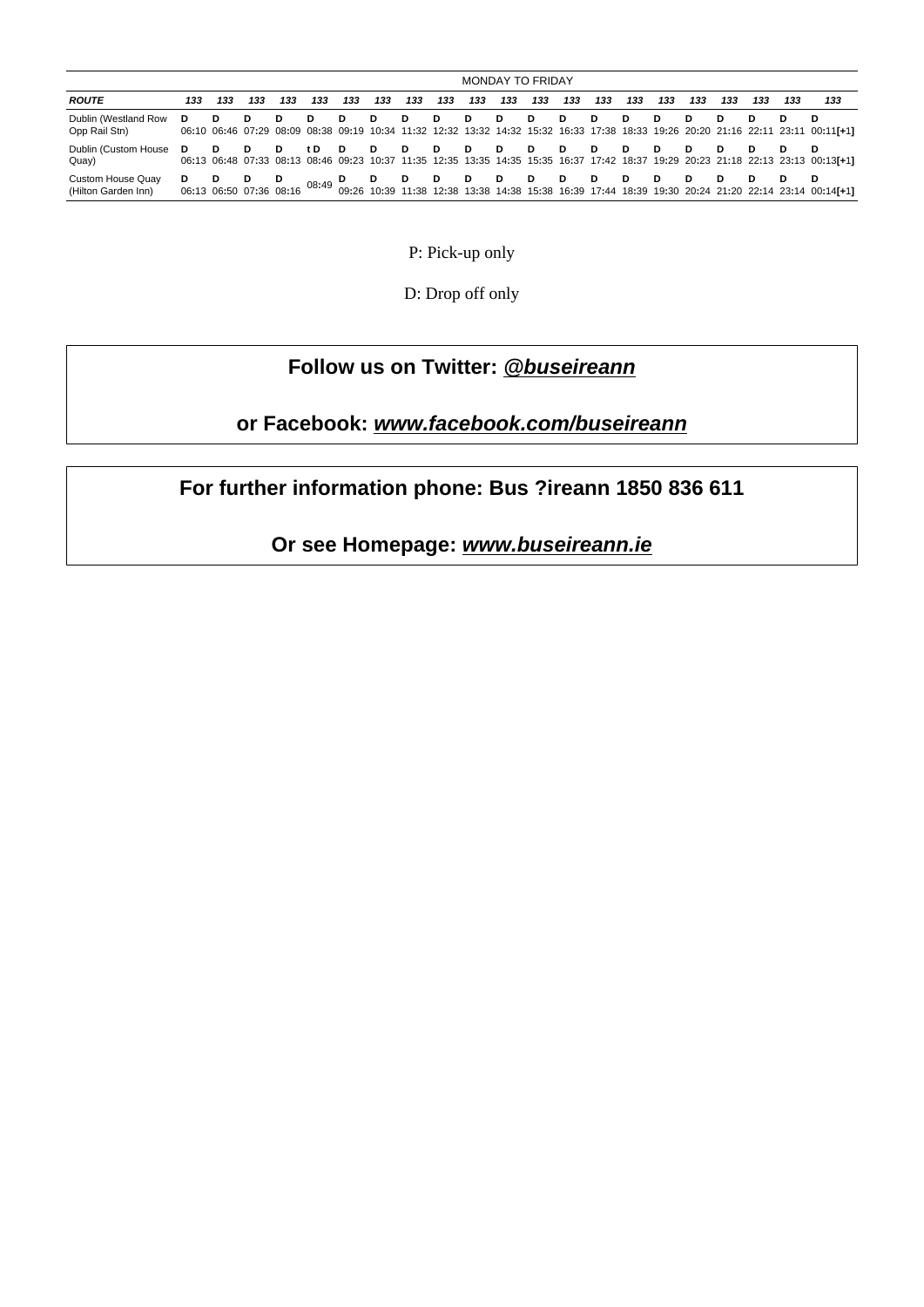| | MONDAY TO FRIDAY | | | | | | | | | | | | | | | | | | | | |
|---|---|---|---|---|---|---|---|---|---|---|---|---|---|---|---|---|---|---|---|---|---|
| ***ROUTE*** | ***133*** | ***133*** | ***133*** | ***133*** | ***133*** | ***133*** | ***133*** | ***133*** | ***133*** | ***133*** | ***133*** | ***133*** | ***133*** | ***133*** | ***133*** | ***133*** | ***133*** | ***133*** | ***133*** | ***133*** | ***133*** |
| Dublin (Westland Row Opp Rail Stn) | **D** 06:10 | **D** 06:46 | **D** 07:29 | **D** 08:09 | **D** 08:38 | **D** 09:19 | **D** 10:34 | **D** 11:32 | **D** 12:32 | **D** 13:32 | **D** 14:32 | **D** 15:32 | **D** 16:33 | **D** 17:38 | **D** 18:33 | **D** 19:26 | **D** 20:20 | **D** 21:16 | **D** 22:11 | **D** 23:11 | **D** 00:11**[+1]** |
| Dublin (Custom House Quay) | **D** 06:13 | **D** 06:48 | **D** 07:33 | **D** 08:13 | **t D** 08:46 | **D** 09:23 | **D** 10:37 | **D** 11:35 | **D** 12:35 | **D** 13:35 | **D** 14:35 | **D** 15:35 | **D** 16:37 | **D** 17:42 | **D** 18:37 | **D** 19:29 | **D** 20:23 | **D** 21:18 | **D** 22:13 | **D** 23:13 | **D** 00:13**[+1]** |
| Custom House Quay (Hilton Garden Inn) | **D** 06:13 | **D** 06:50 | **D** 07:36 | **D** 08:16 | 08:49 | **D** 09:26 | **D** 10:39 | **D** 11:38 | **D** 12:38 | **D** 13:38 | **D** 14:38 | **D** 15:38 | **D** 16:39 | **D** 17:44 | **D** 18:39 | **D** 19:30 | **D** 20:24 | **D** 21:20 | **D** 22:14 | **D** 23:14 | **D** 00:14**[+1]** |

P: Pick-up only

D: Drop off only

**Follow us on Twitter: *@buseireann***

**or Facebook: *www.facebook.com/buseireann***

**For further information phone: Bus ?ireann 1850 836 611**

**Or see Homepage: *www.buseireann.ie***